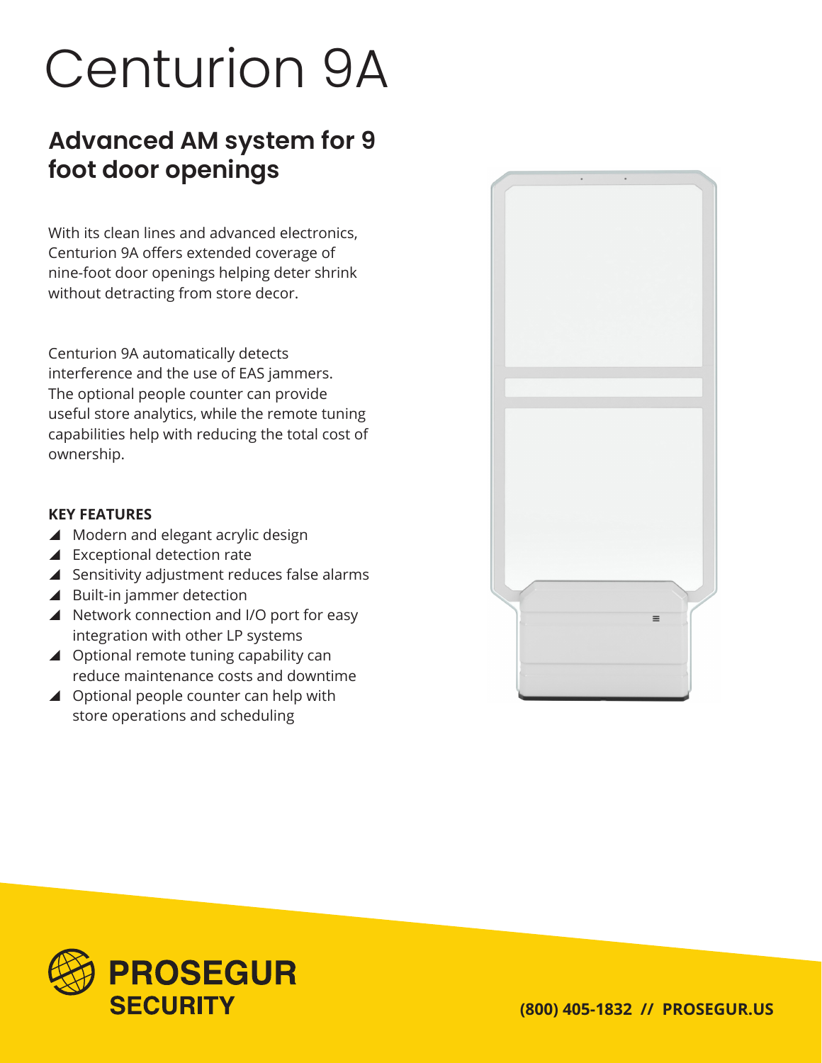# Centurion 9A

## Advanced AM system for 9 foot door openings

With its clean lines and advanced electronics, Centurion 9A offers extended coverage of nine-foot door openings helping deter shrink without detracting from store decor.

Centurion 9A automatically detects interference and the use of EAS jammers. The optional people counter can provide useful store analytics, while the remote tuning capabilities help with reducing the total cost of ownership.

**KEY FEATURES**

- Modern and elegant acrylic design
- Exceptional detection rate
- Sensitivity adjustment reduces false alarms
- Built-in jammer detection
- Network connection and I/O port for easy integration with other LP systems
- Optional remote tuning capability can reduce maintenance costs and downtime
- Optional people counter can help with store operations and scheduling

**PROSEGUR SECURITY**

**(800) 405-1832 // PROSEGUR.US**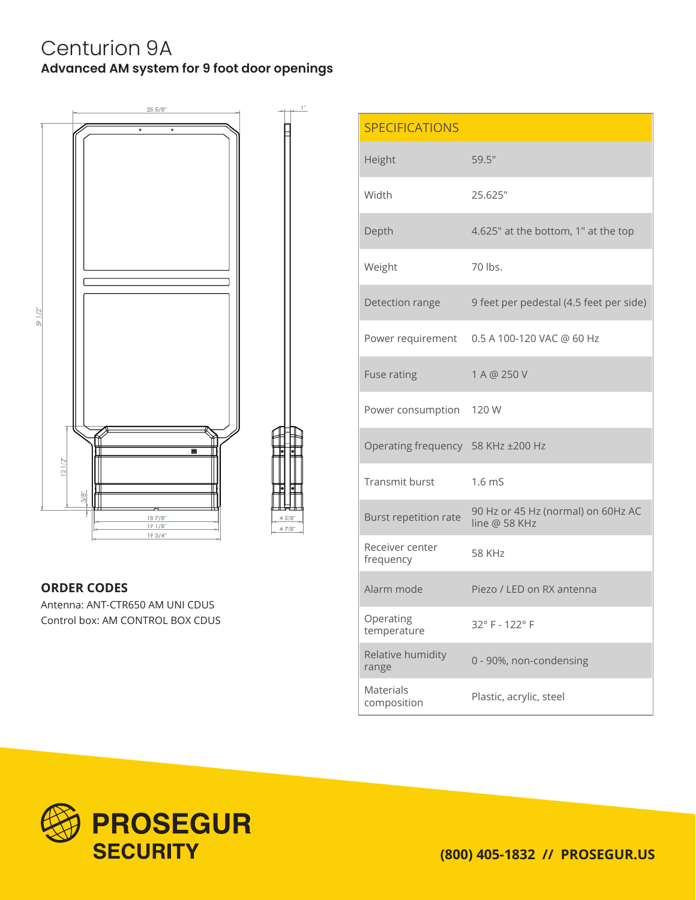# Centurion 9A

**Advanced AM system for 9 foot door openings**

25 5/8"

59 1/2"

12 1/2"

3/8"

18 7/8"

19 1/8"

19 3/4"

1"

4 5/8"

4 7/8"

## ORDER CODES

Antenna: ANT-CTR650 AM UNI CDUS
Control box: AM CONTROL BOX CDUS

| SPECIFICATIONS | |
|---|---|
| Height | 59.5" |
| Width | 25.625" |
| Depth | 4.625" at the bottom, 1" at the top |
| Weight | 70 lbs. |
| Detection range | 9 feet per pedestal (4.5 feet per side) |
| Power requirement | 0.5 A 100-120 VAC @ 60 Hz |
| Fuse rating | 1 A @ 250 V |
| Power consumption | 120 W |
| Operating frequency | 58 KHz ±200 Hz |
| Transmit burst | 1.6 mS |
| Burst repetition rate | 90 Hz or 45 Hz (normal) on 60Hz AC line @ 58 KHz |
| Receiver center frequency | 58 KHz |
| Alarm mode | Piezo / LED on RX antenna |
| Operating temperature | 32° F - 122° F |
| Relative humidity range | 0 - 90%, non-condensing |
| Materials composition | Plastic, acrylic, steel |

**PROSEGUR SECURITY**

**(800) 405-1832 // PROSEGUR.US**